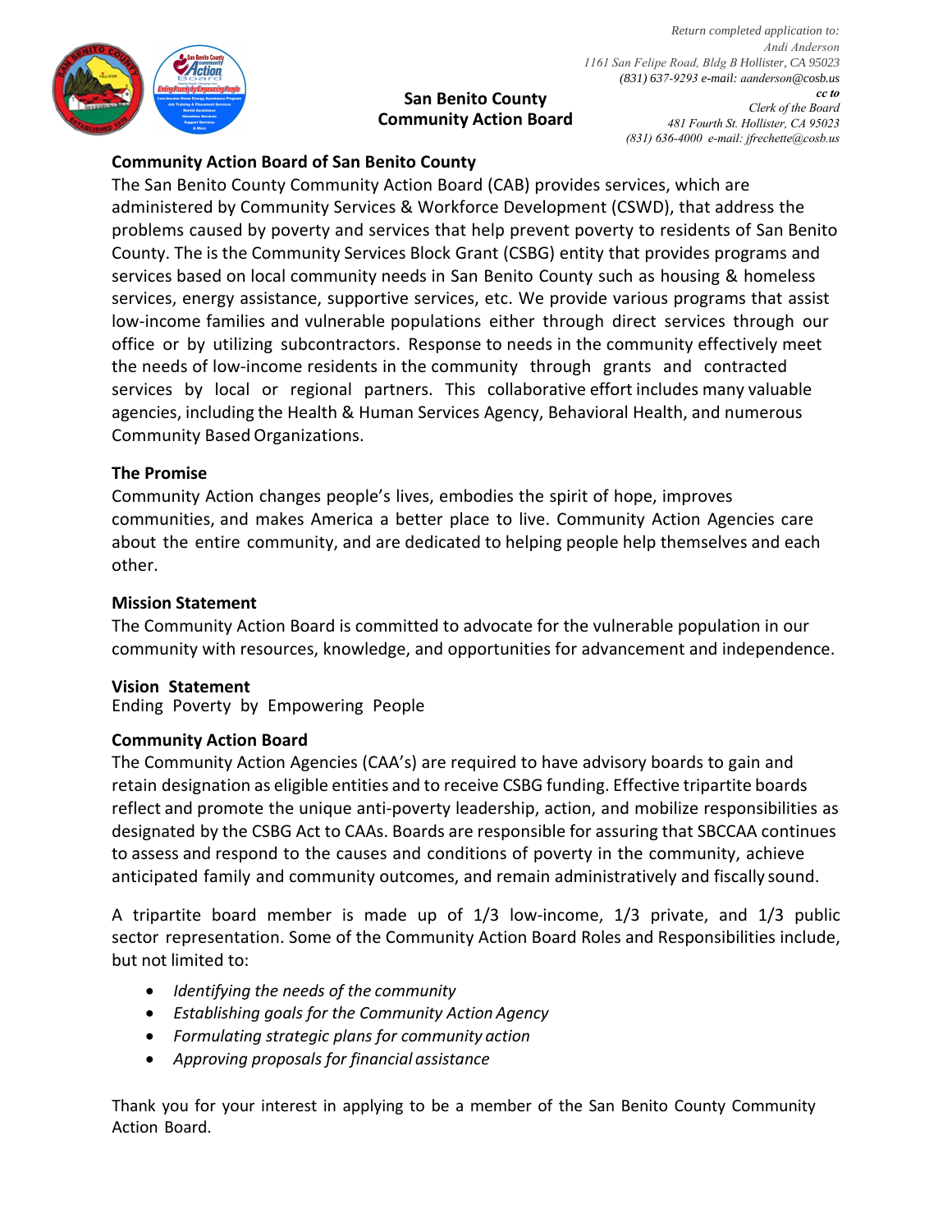*Return completed application to:*
*Andi Anderson*
*1161 San Felipe Road, Bldg B Hollister, CA 95023*
*(831) 637-9293 e-mail: aanderson@cosb.us*
***cc to***
*Clerk of the Board*
*481 Fourth St. Hollister, CA 95023*
*(831) 636-4000 e-mail: jfrechette@cosb.us*

**San Benito County**
**Community Action Board**

## Community Action Board of San Benito County

The San Benito County Community Action Board (CAB) provides services, which are administered by Community Services & Workforce Development (CSWD), that address the problems caused by poverty and services that help prevent poverty to residents of San Benito County. The is the Community Services Block Grant (CSBG) entity that provides programs and services based on local community needs in San Benito County such as housing & homeless services, energy assistance, supportive services, etc. We provide various programs that assist low-income families and vulnerable populations either through direct services through our office or by utilizing subcontractors. Response to needs in the community effectively meet the needs of low-income residents in the community through grants and contracted services by local or regional partners. This collaborative effort includes many valuable agencies, including the Health & Human Services Agency, Behavioral Health, and numerous Community Based Organizations.

## The Promise

Community Action changes people's lives, embodies the spirit of hope, improves communities, and makes America a better place to live. Community Action Agencies care about the entire community, and are dedicated to helping people help themselves and each other.

## Mission Statement

The Community Action Board is committed to advocate for the vulnerable population in our community with resources, knowledge, and opportunities for advancement and independence.

## Vision Statement

Ending Poverty by Empowering People

## Community Action Board

The Community Action Agencies (CAA's) are required to have advisory boards to gain and retain designation as eligible entities and to receive CSBG funding. Effective tripartite boards reflect and promote the unique anti-poverty leadership, action, and mobilize responsibilities as designated by the CSBG Act to CAAs. Boards are responsible for assuring that SBCCAA continues to assess and respond to the causes and conditions of poverty in the community, achieve anticipated family and community outcomes, and remain administratively and fiscally sound.

A tripartite board member is made up of 1/3 low-income, 1/3 private, and 1/3 public sector representation. Some of the Community Action Board Roles and Responsibilities include, but not limited to:

- *Identifying the needs of the community*
- *Establishing goals for the Community Action Agency*
- *Formulating strategic plans for community action*
- *Approving proposals for financial assistance*

Thank you for your interest in applying to be a member of the San Benito County Community Action Board.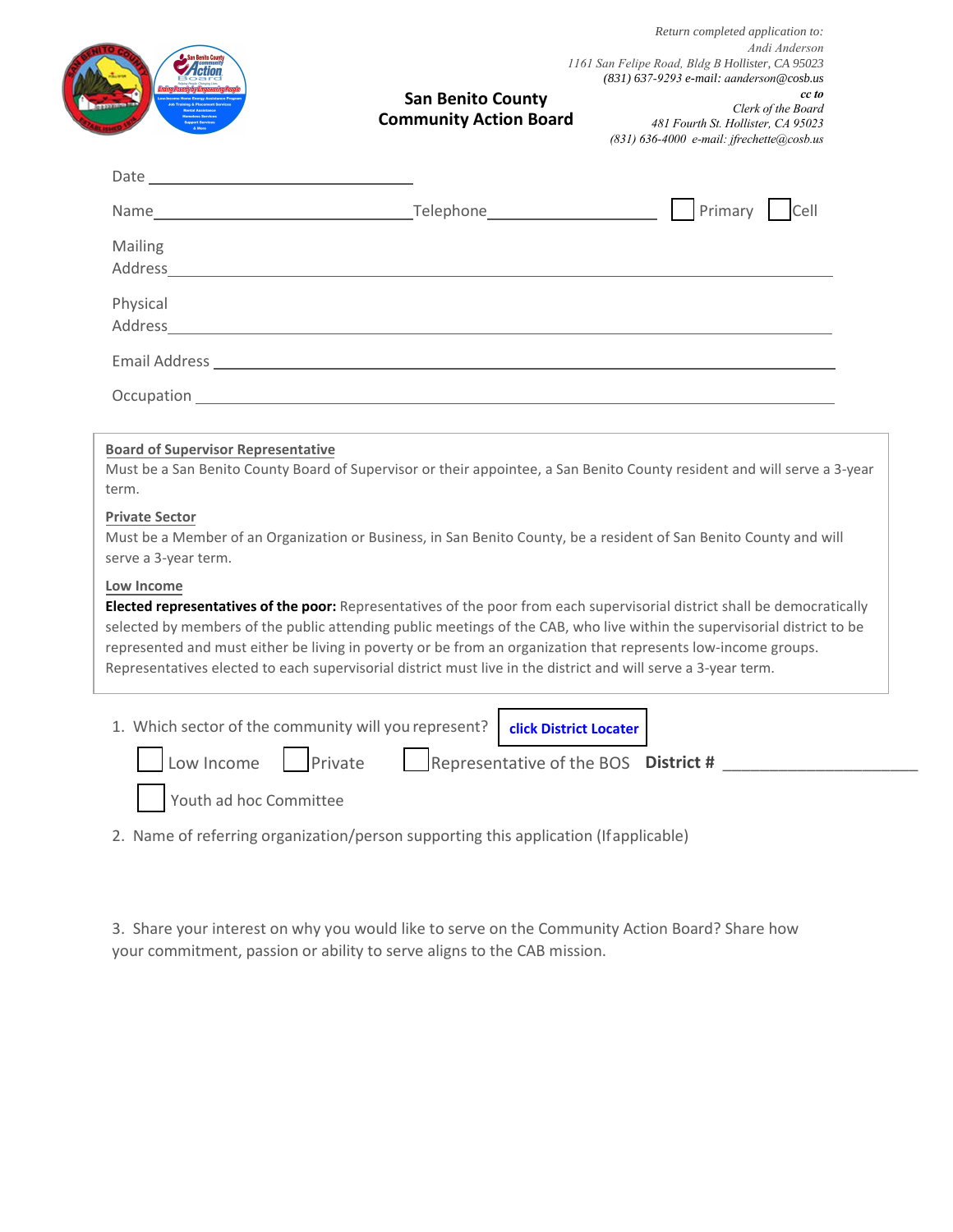*Return completed application to:*
*Andi Anderson*
*1161 San Felipe Road, Bldg B Hollister, CA 95023*
*(831) 637-9293 e-mail: aanderson@cosb.us*
***cc to***
*Clerk of the Board*
*481 Fourth St. Hollister, CA 95023*
*(831) 636-4000 e-mail: jfrechette@cosb.us*

## San Benito County Community Action Board

Date ______________________________

Name ______________________________ Telephone ____________________ ☐ Primary ☐ Cell

Mailing Address ____________________________________________________________

Physical Address ____________________________________________________________

Email Address ____________________________________________________________

Occupation ____________________________________________________________

**Board of Supervisor Representative**
Must be a San Benito County Board of Supervisor or their appointee, a San Benito County resident and will serve a 3-year term.

**Private Sector**
Must be a Member of an Organization or Business, in San Benito County, be a resident of San Benito County and will serve a 3-year term.

**Low Income**
**Elected representatives of the poor:** Representatives of the poor from each supervisorial district shall be democratically selected by members of the public attending public meetings of the CAB, who live within the supervisorial district to be represented and must either be living in poverty or be from an organization that represents low-income groups. Representatives elected to each supervisorial district must live in the district and will serve a 3-year term.

1. Which sector of the community will you represent? **click District Locater**

   ☐ Low Income ☐ Private ☐ Representative of the BOS **District #** ______________________

   ☐ Youth ad hoc Committee

2. Name of referring organization/person supporting this application (If applicable)

3. Share your interest on why you would like to serve on the Community Action Board? Share how your commitment, passion or ability to serve aligns to the CAB mission.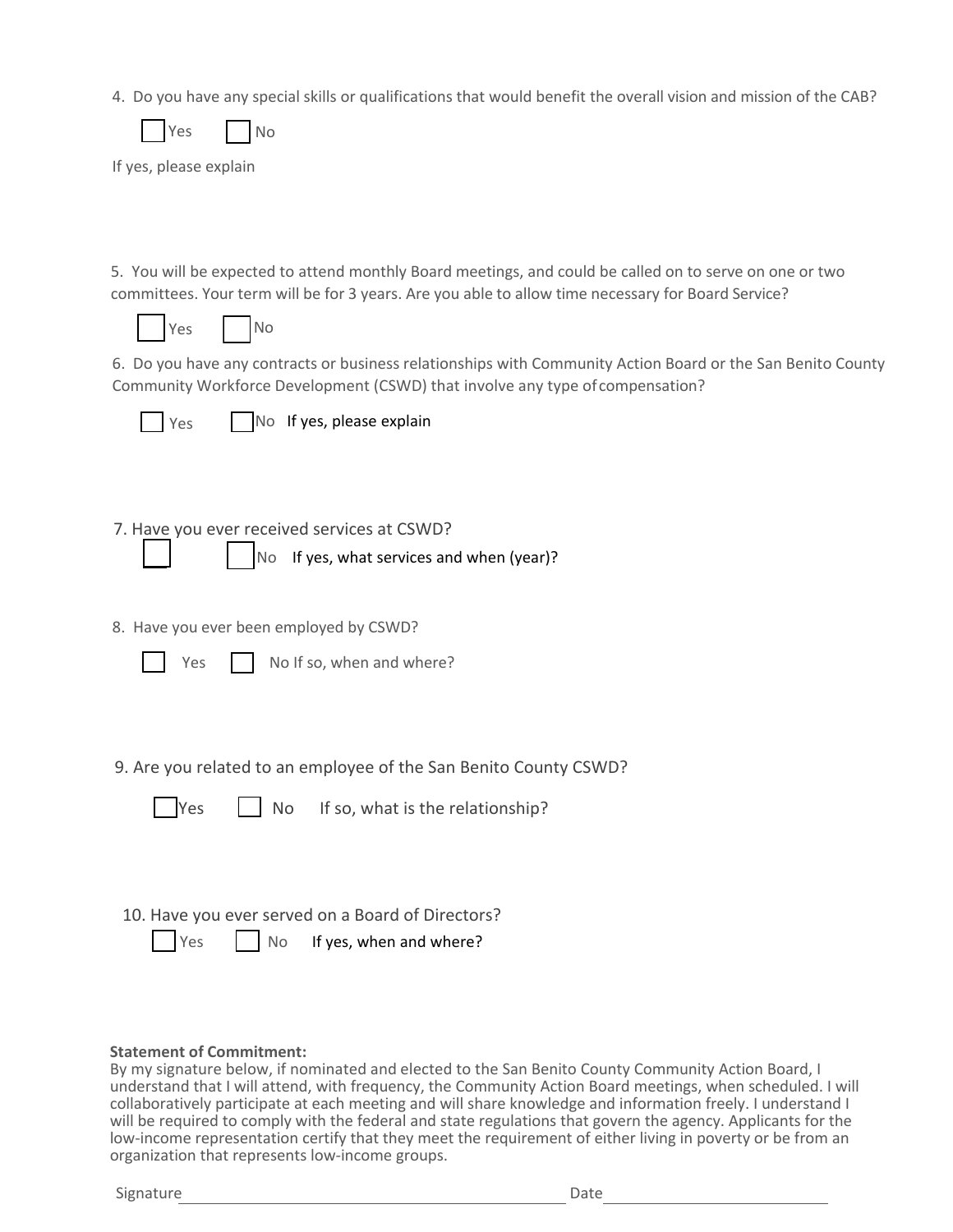4. Do you have any special skills or qualifications that would benefit the overall vision and mission of the CAB?

☐ Yes ☐ No

If yes, please explain

5. You will be expected to attend monthly Board meetings, and could be called on to serve on one or two committees. Your term will be for 3 years. Are you able to allow time necessary for Board Service?

☐ Yes ☐ No

6. Do you have any contracts or business relationships with Community Action Board or the San Benito County Community Workforce Development (CSWD) that involve any type of compensation?

☐ Yes ☐ No If yes, please explain

7. Have you ever received services at CSWD?

☐ ☐ No If yes, what services and when (year)?

8. Have you ever been employed by CSWD?

☐ Yes ☐ No If so, when and where?

9. Are you related to an employee of the San Benito County CSWD?

☐ Yes ☐ No If so, what is the relationship?

10. Have you ever served on a Board of Directors?

☐ Yes ☐ No If yes, when and where?

**Statement of Commitment:**
By my signature below, if nominated and elected to the San Benito County Community Action Board, I understand that I will attend, with frequency, the Community Action Board meetings, when scheduled. I will collaboratively participate at each meeting and will share knowledge and information freely. I understand I will be required to comply with the federal and state regulations that govern the agency. Applicants for the low-income representation certify that they meet the requirement of either living in poverty or be from an organization that represents low-income groups.

Signature\_\_\_\_\_\_\_\_\_\_\_\_\_\_\_\_\_\_\_\_\_\_\_\_\_\_\_\_\_\_\_\_\_\_\_\_\_\_\_\_ Date\_\_\_\_\_\_\_\_\_\_\_\_\_\_\_\_\_\_\_\_\_\_\_\_